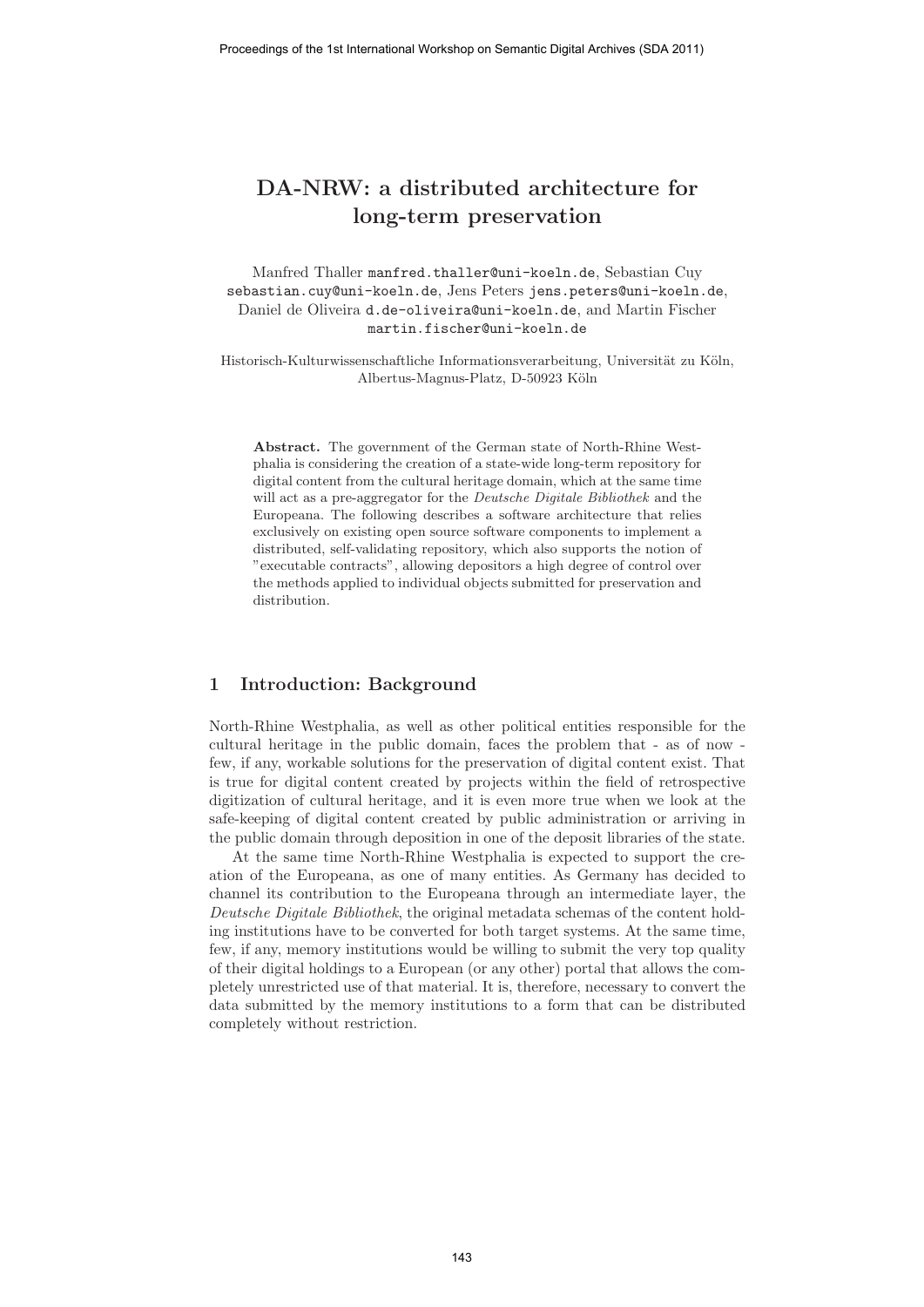# DA-NRW: a distributed architecture for long-term preservation

Manfred Thaller manfred.thaller@uni-koeln.de, Sebastian Cuy sebastian.cuy@uni-koeln.de, Jens Peters jens.peters@uni-koeln.de, Daniel de Oliveira d.de-oliveira@uni-koeln.de, and Martin Fischer martin.fischer@uni-koeln.de

Historisch-Kulturwissenschaftliche Informationsverarbeitung, Universität zu Köln, Albertus-Magnus-Platz, D-50923 Köln

**Abstract.** The government of the German state of North-Rhine Westphalia is considering the creation of a state-wide long-term repository for digital content from the cultural heritage domain, which at the same time will act as a pre-aggregator for the *Deutsche Digitale Bibliothek* and the Europeana. The following describes a software architecture that relies exclusively on existing open source software components to implement a distributed, self-validating repository, which also supports the notion of "executable contracts", allowing depositors a high degree of control over the methods applied to individual objects submitted for preservation and distribution.

## 1 Introduction: Background

North-Rhine Westphalia, as well as other political entities responsible for the cultural heritage in the public domain, faces the problem that - as of now - few, if any, workable solutions for the preservation of digital content exist. That is true for digital content created by projects within the field of retrospective digitization of cultural heritage, and it is even more true when we look at the safe-keeping of digital content created by public administration or arriving in the public domain through deposition in one of the deposit libraries of the state.

At the same time North-Rhine Westphalia is expected to support the creation of the Europeana, as one of many entities. As Germany has decided to channel its contribution to the Europeana through an intermediate layer, the *Deutsche Digitale Bibliothek*, the original metadata schemas of the content holding institutions have to be converted for both target systems. At the same time, few, if any, memory institutions would be willing to submit the very top quality of their digital holdings to a European (or any other) portal that allows the completely unrestricted use of that material. It is, therefore, necessary to convert the data submitted by the memory institutions to a form that can be distributed completely without restriction.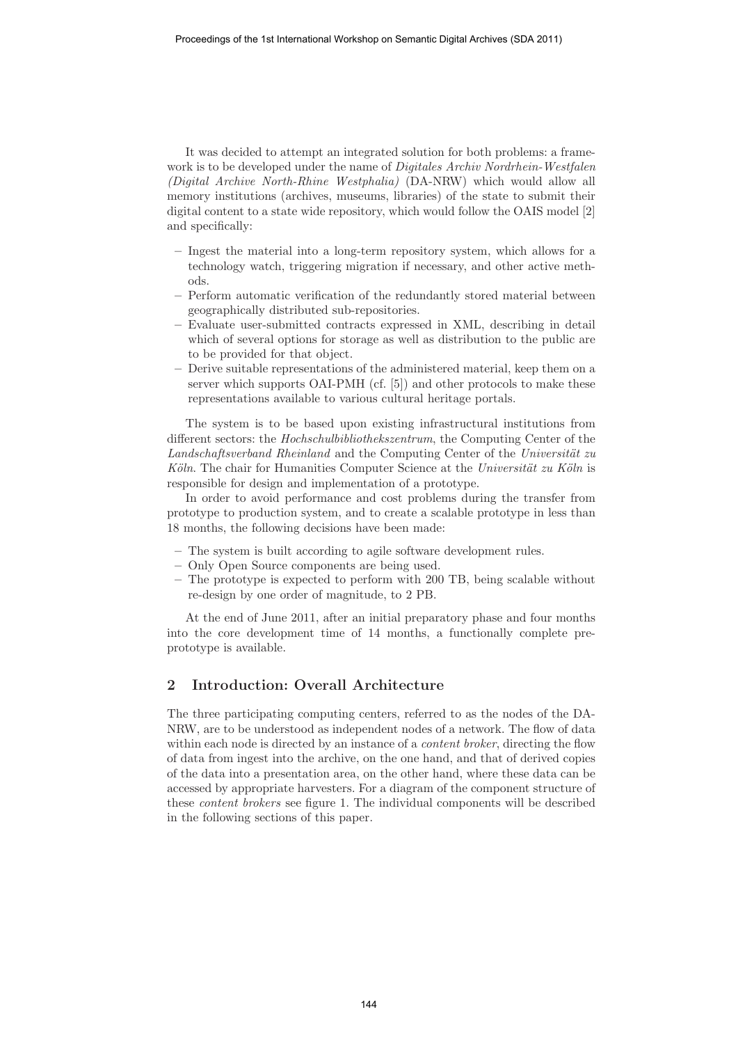It was decided to attempt an integrated solution for both problems: a framework is to be developed under the name of *Digitales Archiv Nordrhein-Westfalen (Digital Archive North-Rhine Westphalia)* (DA-NRW) which would allow all memory institutions (archives, museums, libraries) of the state to submit their digital content to a state wide repository, which would follow the OAIS model [2] and specifically:

- Ingest the material into a long-term repository system, which allows for a technology watch, triggering migration if necessary, and other active methods.
- Perform automatic verification of the redundantly stored material between geographically distributed sub-repositories.
- Evaluate user-submitted contracts expressed in XML, describing in detail which of several options for storage as well as distribution to the public are to be provided for that object.
- Derive suitable representations of the administered material, keep them on a server which supports OAI-PMH (cf. [5]) and other protocols to make these representations available to various cultural heritage portals.

The system is to be based upon existing infrastructural institutions from different sectors: the *Hochschulbibliothekszentrum*, the Computing Center of the *Landschaftsverband Rheinland* and the Computing Center of the *Universität zu Köln*. The chair for Humanities Computer Science at the *Universität zu Köln* is responsible for design and implementation of a prototype.

In order to avoid performance and cost problems during the transfer from prototype to production system, and to create a scalable prototype in less than 18 months, the following decisions have been made:

- The system is built according to agile software development rules.
- Only Open Source components are being used.
- The prototype is expected to perform with 200 TB, being scalable without re-design by one order of magnitude, to 2 PB.

At the end of June 2011, after an initial preparatory phase and four months into the core development time of 14 months, a functionally complete pre-prototype is available.

## 2 Introduction: Overall Architecture

The three participating computing centers, referred to as the nodes of the DA-NRW, are to be understood as independent nodes of a network. The flow of data within each node is directed by an instance of a *content broker*, directing the flow of data from ingest into the archive, on the one hand, and that of derived copies of the data into a presentation area, on the other hand, where these data can be accessed by appropriate harvesters. For a diagram of the component structure of these *content brokers* see figure 1. The individual components will be described in the following sections of this paper.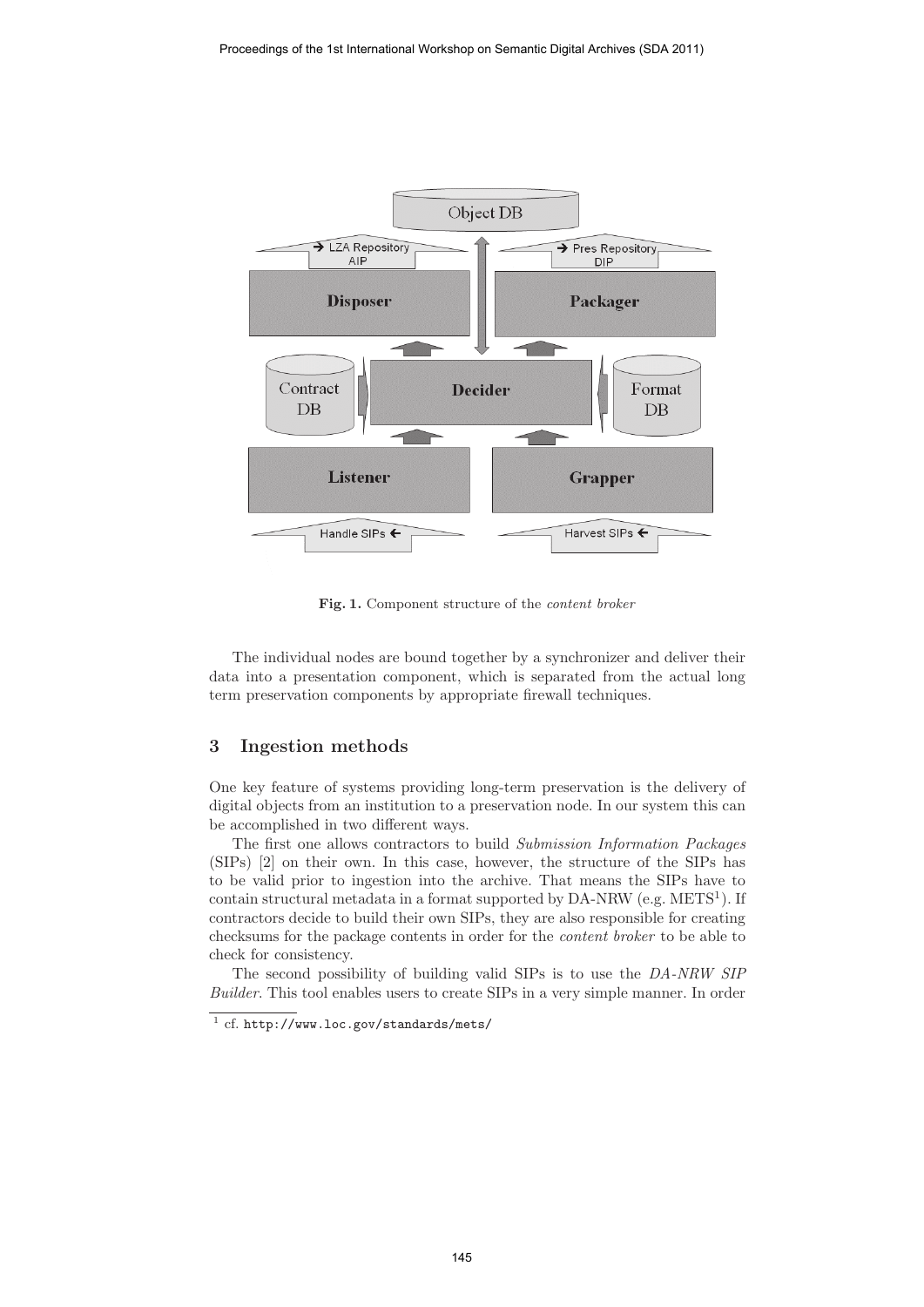**Fig. 1.** Component structure of the *content broker*

The individual nodes are bound together by a synchronizer and deliver their data into a presentation component, which is separated from the actual long term preservation components by appropriate firewall techniques.

## 3 Ingestion methods

One key feature of systems providing long-term preservation is the delivery of digital objects from an institution to a preservation node. In our system this can be accomplished in two different ways.

The first one allows contractors to build *Submission Information Packages* (SIPs) [2] on their own. In this case, however, the structure of the SIPs has to be valid prior to ingestion into the archive. That means the SIPs have to contain structural metadata in a format supported by DA-NRW (e.g. METS[1]). If contractors decide to build their own SIPs, they are also responsible for creating checksums for the package contents in order for the *content broker* to be able to check for consistency.

The second possibility of building valid SIPs is to use the *DA-NRW SIP Builder*. This tool enables users to create SIPs in a very simple manner. In order

[1] cf. http://www.loc.gov/standards/mets/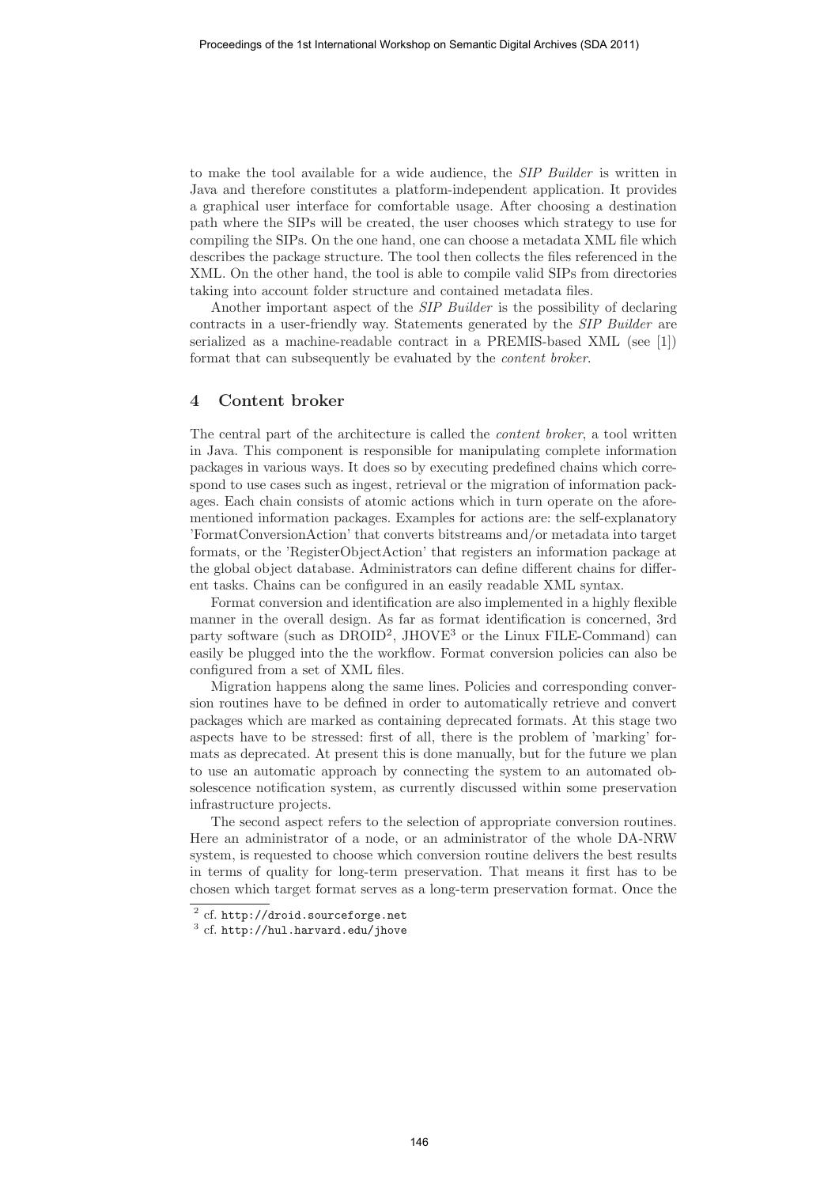to make the tool available for a wide audience, the *SIP Builder* is written in Java and therefore constitutes a platform-independent application. It provides a graphical user interface for comfortable usage. After choosing a destination path where the SIPs will be created, the user chooses which strategy to use for compiling the SIPs. On the one hand, one can choose a metadata XML file which describes the package structure. The tool then collects the files referenced in the XML. On the other hand, the tool is able to compile valid SIPs from directories taking into account folder structure and contained metadata files.

Another important aspect of the *SIP Builder* is the possibility of declaring contracts in a user-friendly way. Statements generated by the *SIP Builder* are serialized as a machine-readable contract in a PREMIS-based XML (see [1]) format that can subsequently be evaluated by the *content broker*.

## 4 Content broker

The central part of the architecture is called the *content broker*, a tool written in Java. This component is responsible for manipulating complete information packages in various ways. It does so by executing predefined chains which correspond to use cases such as ingest, retrieval or the migration of information packages. Each chain consists of atomic actions which in turn operate on the aforementioned information packages. Examples for actions are: the self-explanatory 'FormatConversionAction' that converts bitstreams and/or metadata into target formats, or the 'RegisterObjectAction' that registers an information package at the global object database. Administrators can define different chains for different tasks. Chains can be configured in an easily readable XML syntax.

Format conversion and identification are also implemented in a highly flexible manner in the overall design. As far as format identification is concerned, 3rd party software (such as DROID[2], JHOVE[3] or the Linux FILE-Command) can easily be plugged into the the workflow. Format conversion policies can also be configured from a set of XML files.

Migration happens along the same lines. Policies and corresponding conversion routines have to be defined in order to automatically retrieve and convert packages which are marked as containing deprecated formats. At this stage two aspects have to be stressed: first of all, there is the problem of 'marking' formats as deprecated. At present this is done manually, but for the future we plan to use an automatic approach by connecting the system to an automated obsolescence notification system, as currently discussed within some preservation infrastructure projects.

The second aspect refers to the selection of appropriate conversion routines. Here an administrator of a node, or an administrator of the whole DA-NRW system, is requested to choose which conversion routine delivers the best results in terms of quality for long-term preservation. That means it first has to be chosen which target format serves as a long-term preservation format. Once the

[2] cf. http://droid.sourceforge.net

[3] cf. http://hul.harvard.edu/jhove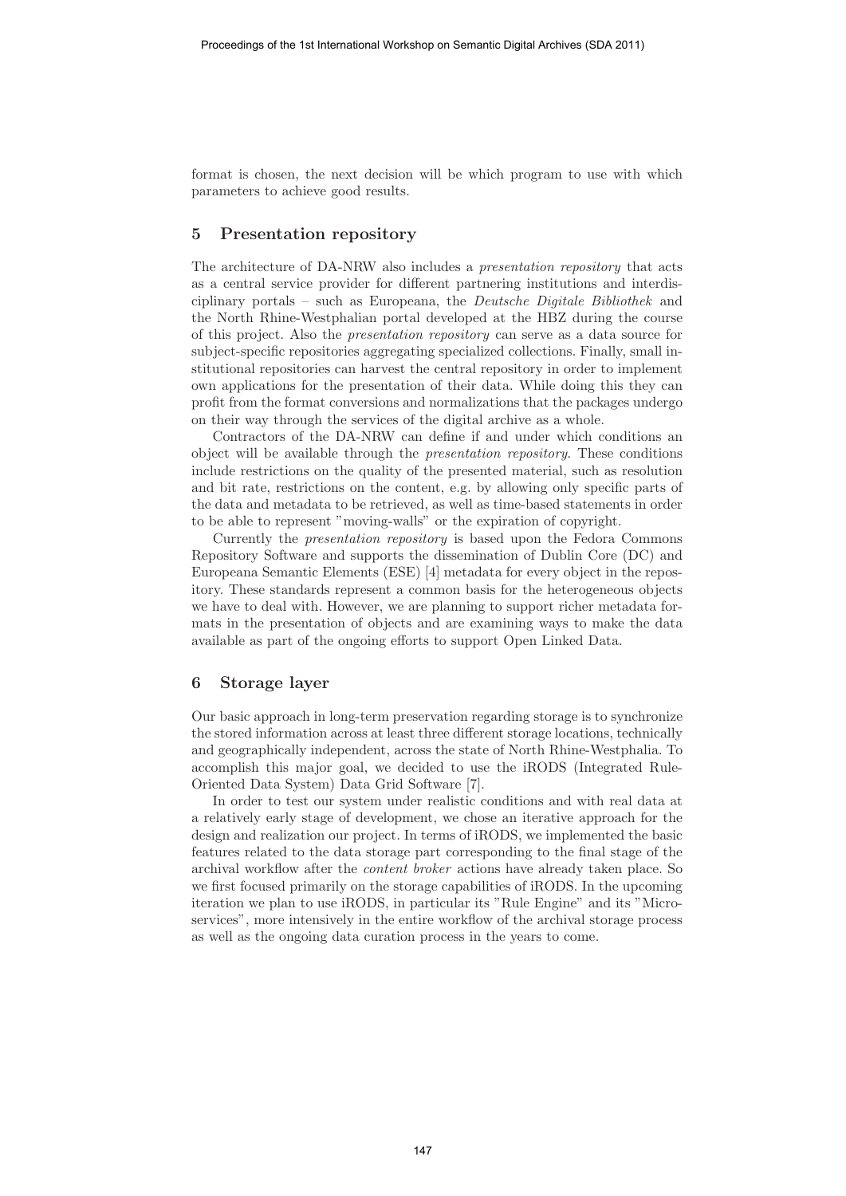format is chosen, the next decision will be which program to use with which parameters to achieve good results.

## 5 Presentation repository

The architecture of DA-NRW also includes a *presentation repository* that acts as a central service provider for different partnering institutions and interdisciplinary portals – such as Europeana, the *Deutsche Digitale Bibliothek* and the North Rhine-Westphalian portal developed at the HBZ during the course of this project. Also the *presentation repository* can serve as a data source for subject-specific repositories aggregating specialized collections. Finally, small institutional repositories can harvest the central repository in order to implement own applications for the presentation of their data. While doing this they can profit from the format conversions and normalizations that the packages undergo on their way through the services of the digital archive as a whole.

Contractors of the DA-NRW can define if and under which conditions an object will be available through the *presentation repository*. These conditions include restrictions on the quality of the presented material, such as resolution and bit rate, restrictions on the content, e.g. by allowing only specific parts of the data and metadata to be retrieved, as well as time-based statements in order to be able to represent "moving-walls" or the expiration of copyright.

Currently the *presentation repository* is based upon the Fedora Commons Repository Software and supports the dissemination of Dublin Core (DC) and Europeana Semantic Elements (ESE) [4] metadata for every object in the repository. These standards represent a common basis for the heterogeneous objects we have to deal with. However, we are planning to support richer metadata formats in the presentation of objects and are examining ways to make the data available as part of the ongoing efforts to support Open Linked Data.

## 6 Storage layer

Our basic approach in long-term preservation regarding storage is to synchronize the stored information across at least three different storage locations, technically and geographically independent, across the state of North Rhine-Westphalia. To accomplish this major goal, we decided to use the iRODS (Integrated Rule-Oriented Data System) Data Grid Software [7].

In order to test our system under realistic conditions and with real data at a relatively early stage of development, we chose an iterative approach for the design and realization our project. In terms of iRODS, we implemented the basic features related to the data storage part corresponding to the final stage of the archival workflow after the *content broker* actions have already taken place. So we first focused primarily on the storage capabilities of iRODS. In the upcoming iteration we plan to use iRODS, in particular its "Rule Engine" and its "Micro-services", more intensively in the entire workflow of the archival storage process as well as the ongoing data curation process in the years to come.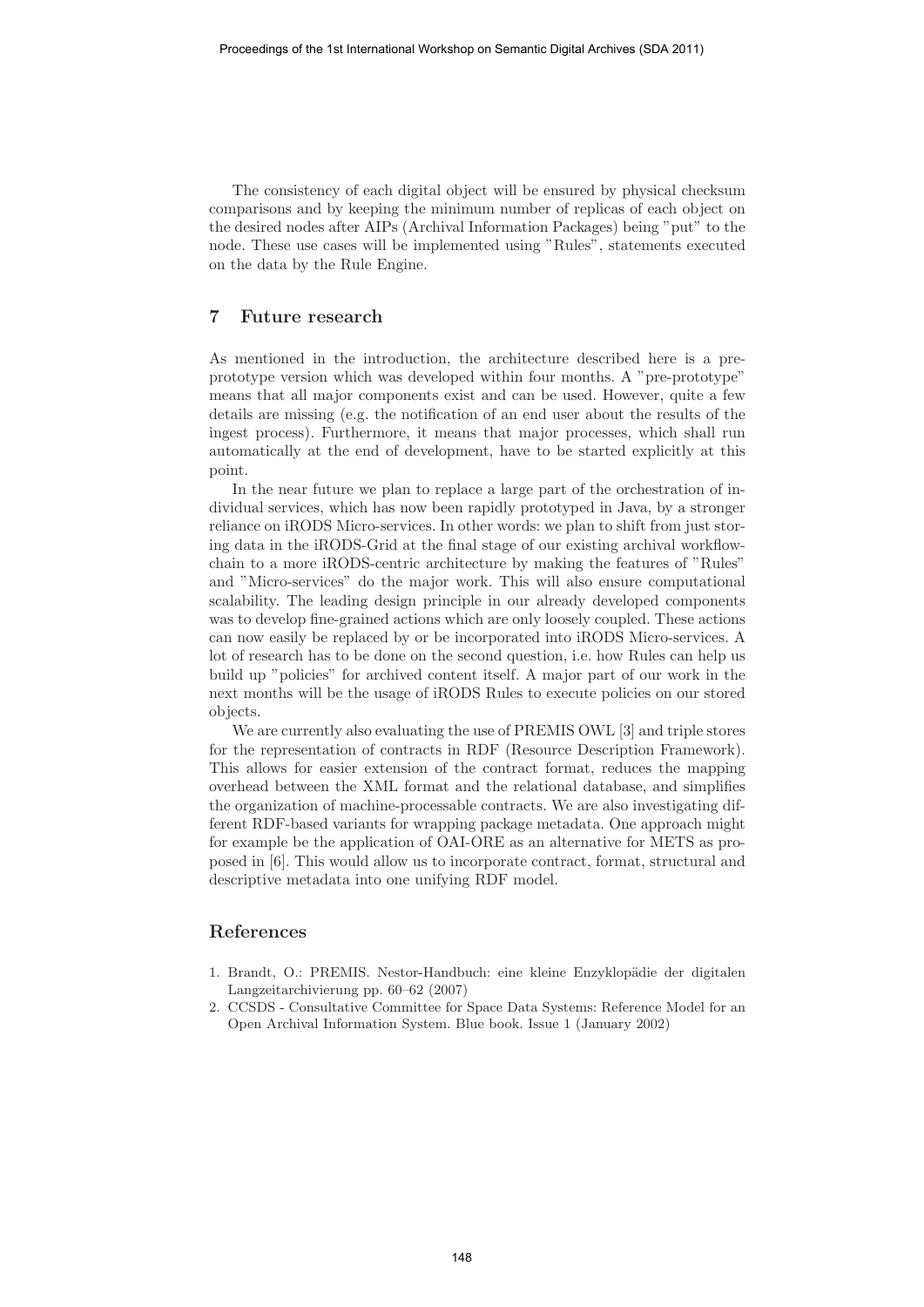The consistency of each digital object will be ensured by physical checksum comparisons and by keeping the minimum number of replicas of each object on the desired nodes after AIPs (Archival Information Packages) being "put" to the node. These use cases will be implemented using "Rules", statements executed on the data by the Rule Engine.

## 7 Future research

As mentioned in the introduction, the architecture described here is a pre-prototype version which was developed within four months. A "pre-prototype" means that all major components exist and can be used. However, quite a few details are missing (e.g. the notification of an end user about the results of the ingest process). Furthermore, it means that major processes, which shall run automatically at the end of development, have to be started explicitly at this point.

In the near future we plan to replace a large part of the orchestration of individual services, which has now been rapidly prototyped in Java, by a stronger reliance on iRODS Micro-services. In other words: we plan to shift from just storing data in the iRODS-Grid at the final stage of our existing archival workflow-chain to a more iRODS-centric architecture by making the features of "Rules" and "Micro-services" do the major work. This will also ensure computational scalability. The leading design principle in our already developed components was to develop fine-grained actions which are only loosely coupled. These actions can now easily be replaced by or be incorporated into iRODS Micro-services. A lot of research has to be done on the second question, i.e. how Rules can help us build up "policies" for archived content itself. A major part of our work in the next months will be the usage of iRODS Rules to execute policies on our stored objects.

We are currently also evaluating the use of PREMIS OWL [3] and triple stores for the representation of contracts in RDF (Resource Description Framework). This allows for easier extension of the contract format, reduces the mapping overhead between the XML format and the relational database, and simplifies the organization of machine-processable contracts. We are also investigating different RDF-based variants for wrapping package metadata. One approach might for example be the application of OAI-ORE as an alternative for METS as proposed in [6]. This would allow us to incorporate contract, format, structural and descriptive metadata into one unifying RDF model.

## References

1. Brandt, O.: PREMIS. Nestor-Handbuch: eine kleine Enzyklopädie der digitalen Langzeitarchivierung pp. 60–62 (2007)
2. CCSDS - Consultative Committee for Space Data Systems: Reference Model for an Open Archival Information System. Blue book. Issue 1 (January 2002)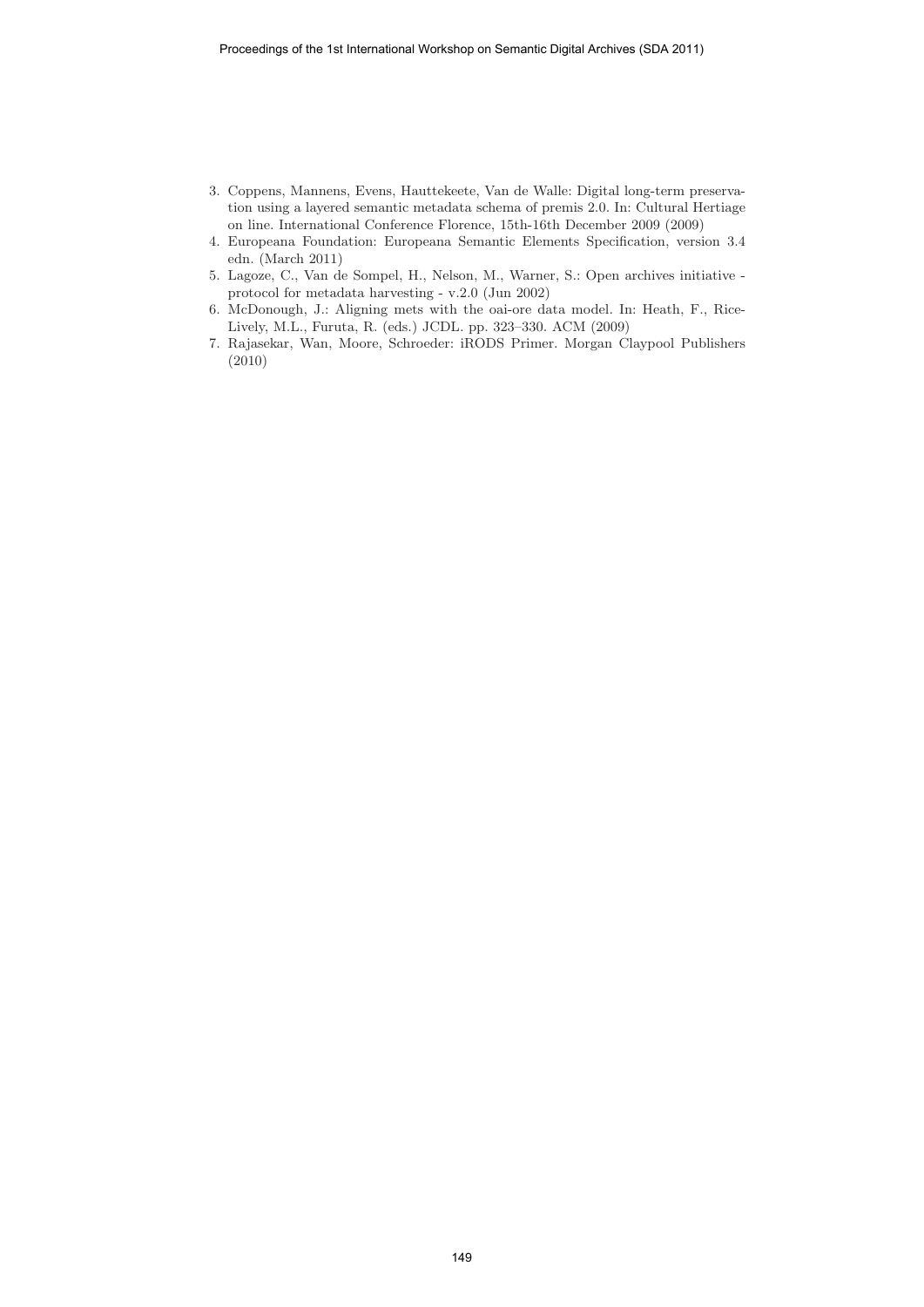3. Coppens, Mannens, Evens, Hauttekeete, Van de Walle: Digital long-term preservation using a layered semantic metadata schema of premis 2.0. In: Cultural Hertiage on line. International Conference Florence, 15th-16th December 2009 (2009)
4. Europeana Foundation: Europeana Semantic Elements Specification, version 3.4 edn. (March 2011)
5. Lagoze, C., Van de Sompel, H., Nelson, M., Warner, S.: Open archives initiative - protocol for metadata harvesting - v.2.0 (Jun 2002)
6. McDonough, J.: Aligning mets with the oai-ore data model. In: Heath, F., Rice-Lively, M.L., Furuta, R. (eds.) JCDL. pp. 323–330. ACM (2009)
7. Rajasekar, Wan, Moore, Schroeder: iRODS Primer. Morgan Claypool Publishers (2010)